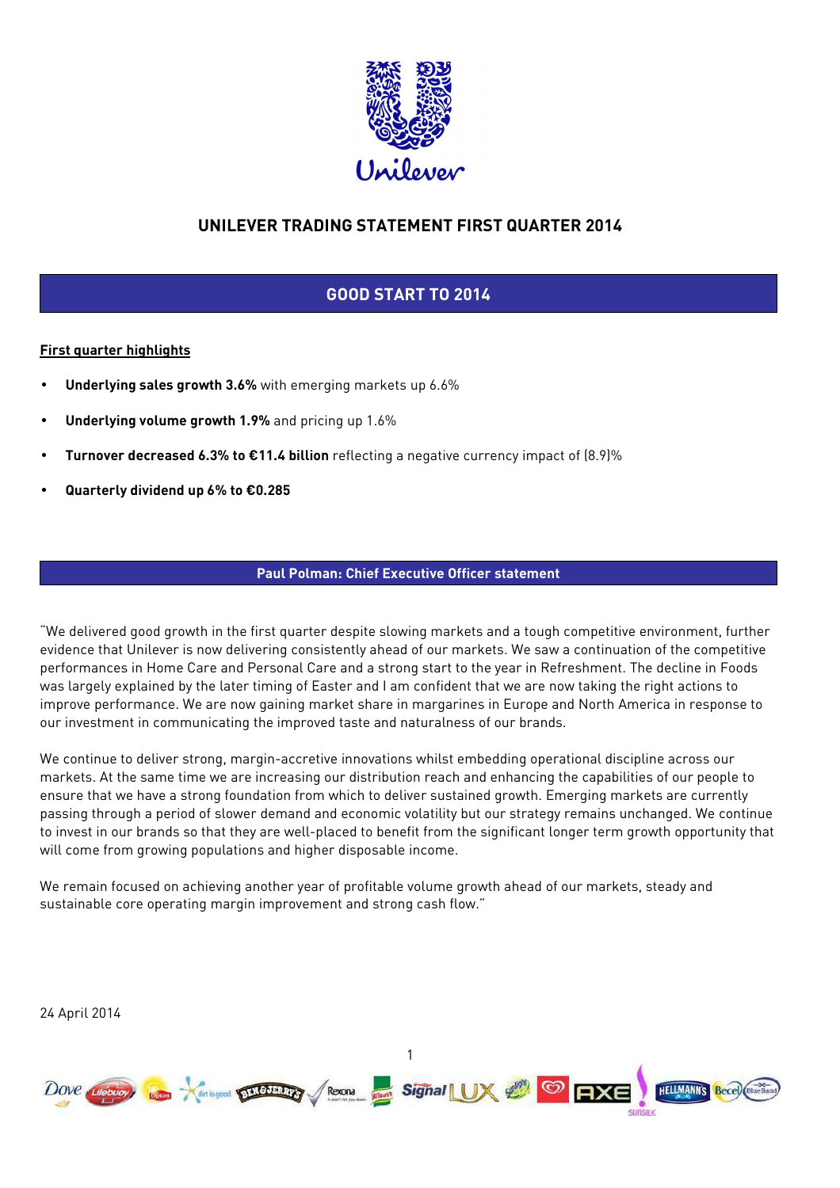# UNILEVER TRADING STATEMENT FIRST QUARTER 2014

## GOOD START TO 2014

**First quarter highlights**

- **Underlying sales growth 3.6%** with emerging markets up 6.6%
- **Underlying volume growth 1.9%** and pricing up 1.6%
- **Turnover decreased 6.3% to €11.4 billion** reflecting a negative currency impact of (8.9)%
- **Quarterly dividend up 6% to €0.285**

### Paul Polman: Chief Executive Officer statement

"We delivered good growth in the first quarter despite slowing markets and a tough competitive environment, further evidence that Unilever is now delivering consistently ahead of our markets. We saw a continuation of the competitive performances in Home Care and Personal Care and a strong start to the year in Refreshment. The decline in Foods was largely explained by the later timing of Easter and I am confident that we are now taking the right actions to improve performance. We are now gaining market share in margarines in Europe and North America in response to our investment in communicating the improved taste and naturalness of our brands.

We continue to deliver strong, margin-accretive innovations whilst embedding operational discipline across our markets. At the same time we are increasing our distribution reach and enhancing the capabilities of our people to ensure that we have a strong foundation from which to deliver sustained growth. Emerging markets are currently passing through a period of slower demand and economic volatility but our strategy remains unchanged. We continue to invest in our brands so that they are well-placed to benefit from the significant longer term growth opportunity that will come from growing populations and higher disposable income.

We remain focused on achieving another year of profitable volume growth ahead of our markets, steady and sustainable core operating margin improvement and strong cash flow."

24 April 2014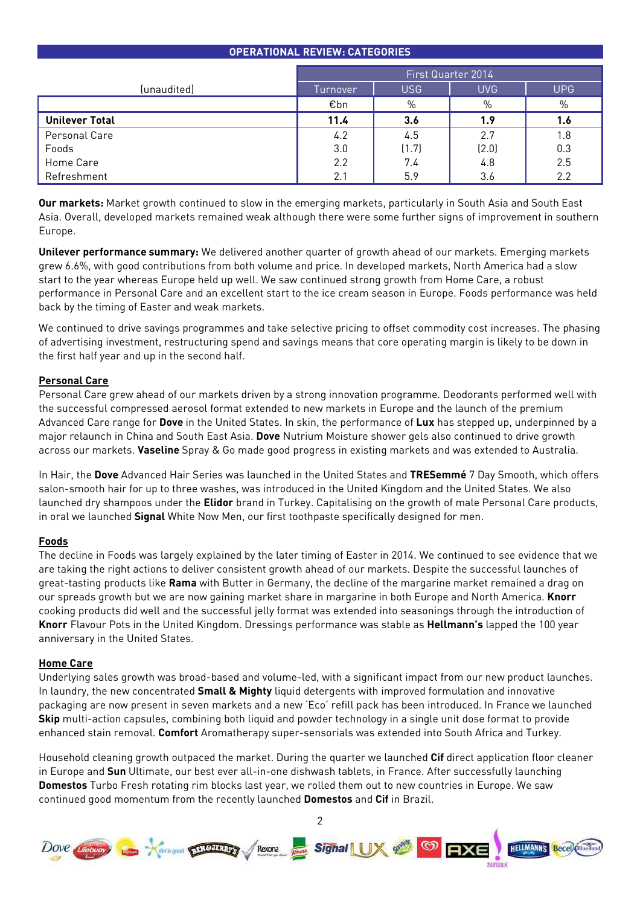## OPERATIONAL REVIEW: CATEGORIES

| (unaudited) | First Quarter 2014 | | | |
|---|---|---|---|---|
| | Turnover | USG | UVG | UPG |
| | €bn | % | % | % |
| **Unilever Total** | **11.4** | **3.6** | **1.9** | **1.6** |
| Personal Care | 4.2 | 4.5 | 2.7 | 1.8 |
| Foods | 3.0 | (1.7) | (2.0) | 0.3 |
| Home Care | 2.2 | 7.4 | 4.8 | 2.5 |
| Refreshment | 2.1 | 5.9 | 3.6 | 2.2 |

**Our markets:** Market growth continued to slow in the emerging markets, particularly in South Asia and South East Asia. Overall, developed markets remained weak although there were some further signs of improvement in southern Europe.

**Unilever performance summary:** We delivered another quarter of growth ahead of our markets. Emerging markets grew 6.6%, with good contributions from both volume and price. In developed markets, North America had a slow start to the year whereas Europe held up well. We saw continued strong growth from Home Care, a robust performance in Personal Care and an excellent start to the ice cream season in Europe. Foods performance was held back by the timing of Easter and weak markets.

We continued to drive savings programmes and take selective pricing to offset commodity cost increases. The phasing of advertising investment, restructuring spend and savings means that core operating margin is likely to be down in the first half year and up in the second half.

### Personal Care

Personal Care grew ahead of our markets driven by a strong innovation programme. Deodorants performed well with the successful compressed aerosol format extended to new markets in Europe and the launch of the premium Advanced Care range for **Dove** in the United States. In skin, the performance of **Lux** has stepped up, underpinned by a major relaunch in China and South East Asia. **Dove** Nutrium Moisture shower gels also continued to drive growth across our markets. **Vaseline** Spray & Go made good progress in existing markets and was extended to Australia.

In Hair, the **Dove** Advanced Hair Series was launched in the United States and **TRESemmé** 7 Day Smooth, which offers salon-smooth hair for up to three washes, was introduced in the United Kingdom and the United States. We also launched dry shampoos under the **Elidor** brand in Turkey. Capitalising on the growth of male Personal Care products, in oral we launched **Signal** White Now Men, our first toothpaste specifically designed for men.

### Foods

The decline in Foods was largely explained by the later timing of Easter in 2014. We continued to see evidence that we are taking the right actions to deliver consistent growth ahead of our markets. Despite the successful launches of great-tasting products like **Rama** with Butter in Germany, the decline of the margarine market remained a drag on our spreads growth but we are now gaining market share in margarine in both Europe and North America. **Knorr** cooking products did well and the successful jelly format was extended into seasonings through the introduction of **Knorr** Flavour Pots in the United Kingdom. Dressings performance was stable as **Hellmann's** lapped the 100 year anniversary in the United States.

### Home Care

Underlying sales growth was broad-based and volume-led, with a significant impact from our new product launches. In laundry, the new concentrated **Small & Mighty** liquid detergents with improved formulation and innovative packaging are now present in seven markets and a new 'Eco' refill pack has been introduced. In France we launched **Skip** multi-action capsules, combining both liquid and powder technology in a single unit dose format to provide enhanced stain removal. **Comfort** Aromatherapy super-sensorials was extended into South Africa and Turkey.

Household cleaning growth outpaced the market. During the quarter we launched **Cif** direct application floor cleaner in Europe and **Sun** Ultimate, our best ever all-in-one dishwash tablets, in France. After successfully launching **Domestos** Turbo Fresh rotating rim blocks last year, we rolled them out to new countries in Europe. We saw continued good momentum from the recently launched **Domestos** and **Cif** in Brazil.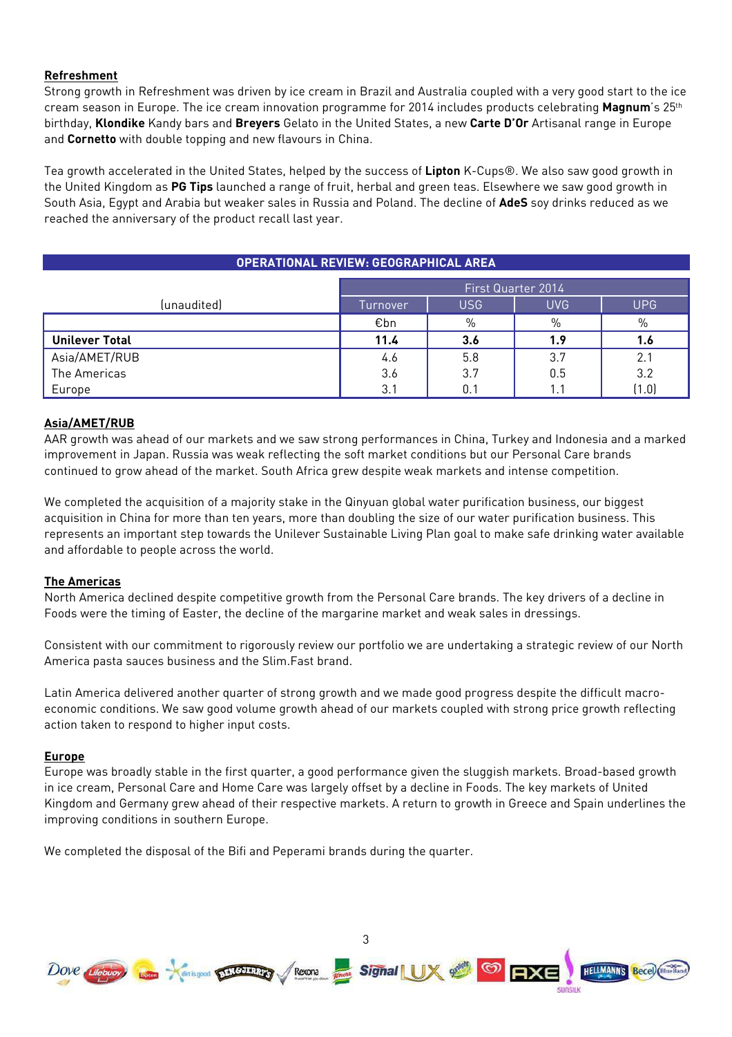## Refreshment

Strong growth in Refreshment was driven by ice cream in Brazil and Australia coupled with a very good start to the ice cream season in Europe. The ice cream innovation programme for 2014 includes products celebrating **Magnum**'s 25th birthday, **Klondike** Kandy bars and **Breyers** Gelato in the United States, a new **Carte D'Or** Artisanal range in Europe and **Cornetto** with double topping and new flavours in China.

Tea growth accelerated in the United States, helped by the success of **Lipton** K-Cups®. We also saw good growth in the United Kingdom as **PG Tips** launched a range of fruit, herbal and green teas. Elsewhere we saw good growth in South Asia, Egypt and Arabia but weaker sales in Russia and Poland. The decline of **AdeS** soy drinks reduced as we reached the anniversary of the product recall last year.

## OPERATIONAL REVIEW: GEOGRAPHICAL AREA

| (unaudited) | First Quarter 2014 | | | |
|---|---|---|---|---|
| | Turnover | USG | UVG | UPG |
| | €bn | % | % | % |
| **Unilever Total** | **11.4** | **3.6** | **1.9** | **1.6** |
| Asia/AMET/RUB | 4.6 | 5.8 | 3.7 | 2.1 |
| The Americas | 3.6 | 3.7 | 0.5 | 3.2 |
| Europe | 3.1 | 0.1 | 1.1 | (1.0) |

## Asia/AMET/RUB

AAR growth was ahead of our markets and we saw strong performances in China, Turkey and Indonesia and a marked improvement in Japan. Russia was weak reflecting the soft market conditions but our Personal Care brands continued to grow ahead of the market. South Africa grew despite weak markets and intense competition.

We completed the acquisition of a majority stake in the Qinyuan global water purification business, our biggest acquisition in China for more than ten years, more than doubling the size of our water purification business. This represents an important step towards the Unilever Sustainable Living Plan goal to make safe drinking water available and affordable to people across the world.

## The Americas

North America declined despite competitive growth from the Personal Care brands. The key drivers of a decline in Foods were the timing of Easter, the decline of the margarine market and weak sales in dressings.

Consistent with our commitment to rigorously review our portfolio we are undertaking a strategic review of our North America pasta sauces business and the Slim.Fast brand.

Latin America delivered another quarter of strong growth and we made good progress despite the difficult macro-economic conditions. We saw good volume growth ahead of our markets coupled with strong price growth reflecting action taken to respond to higher input costs.

## Europe

Europe was broadly stable in the first quarter, a good performance given the sluggish markets. Broad-based growth in ice cream, Personal Care and Home Care was largely offset by a decline in Foods. The key markets of United Kingdom and Germany grew ahead of their respective markets. A return to growth in Greece and Spain underlines the improving conditions in southern Europe.

We completed the disposal of the Bifi and Peperami brands during the quarter.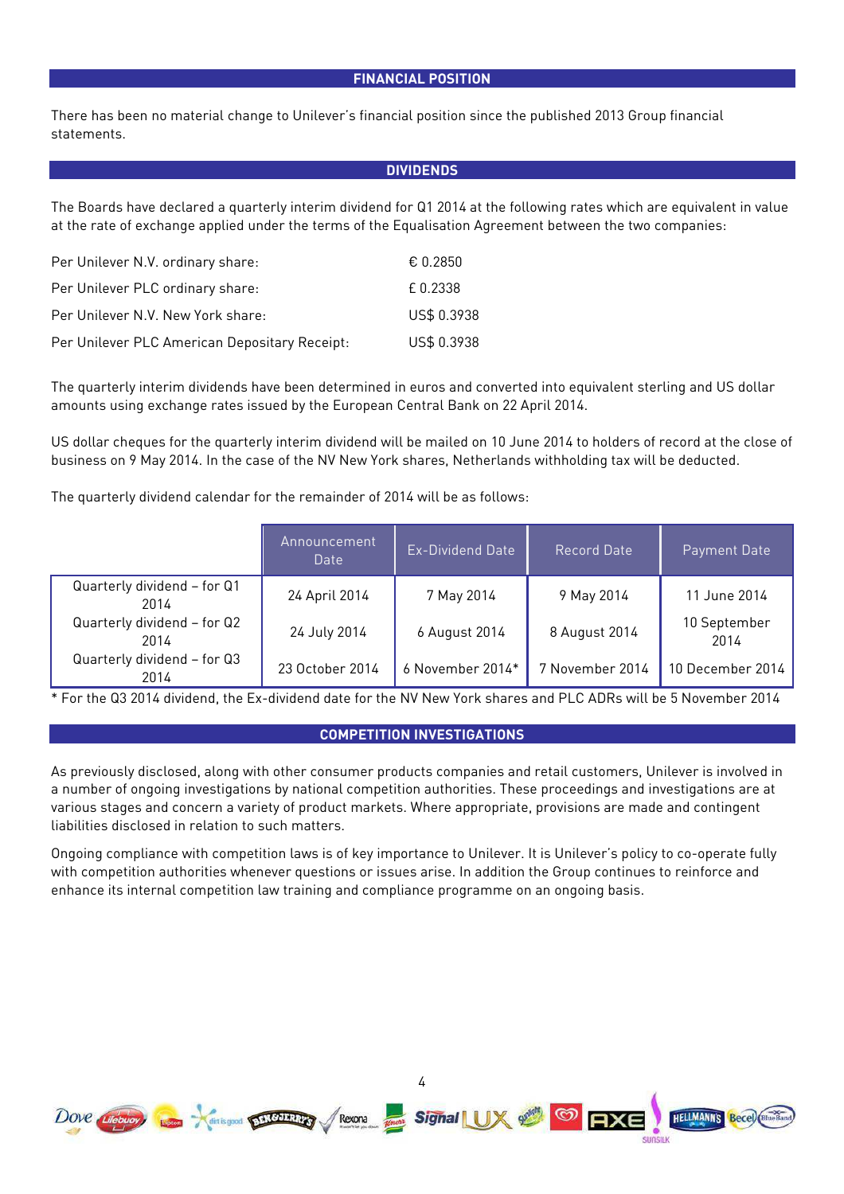## FINANCIAL POSITION

There has been no material change to Unilever's financial position since the published 2013 Group financial statements.

## DIVIDENDS

The Boards have declared a quarterly interim dividend for Q1 2014 at the following rates which are equivalent in value at the rate of exchange applied under the terms of the Equalisation Agreement between the two companies:

| | |
|---|---|
| Per Unilever N.V. ordinary share: | € 0.2850 |
| Per Unilever PLC ordinary share: | £ 0.2338 |
| Per Unilever N.V. New York share: | US$ 0.3938 |
| Per Unilever PLC American Depositary Receipt: | US$ 0.3938 |

The quarterly interim dividends have been determined in euros and converted into equivalent sterling and US dollar amounts using exchange rates issued by the European Central Bank on 22 April 2014.

US dollar cheques for the quarterly interim dividend will be mailed on 10 June 2014 to holders of record at the close of business on 9 May 2014. In the case of the NV New York shares, Netherlands withholding tax will be deducted.

The quarterly dividend calendar for the remainder of 2014 will be as follows:

| | Announcement Date | Ex-Dividend Date | Record Date | Payment Date |
|---|---|---|---|---|
| Quarterly dividend – for Q1 2014 | 24 April 2014 | 7 May 2014 | 9 May 2014 | 11 June 2014 |
| Quarterly dividend – for Q2 2014 | 24 July 2014 | 6 August 2014 | 8 August 2014 | 10 September 2014 |
| Quarterly dividend – for Q3 2014 | 23 October 2014 | 6 November 2014* | 7 November 2014 | 10 December 2014 |

* For the Q3 2014 dividend, the Ex-dividend date for the NV New York shares and PLC ADRs will be 5 November 2014

## COMPETITION INVESTIGATIONS

As previously disclosed, along with other consumer products companies and retail customers, Unilever is involved in a number of ongoing investigations by national competition authorities. These proceedings and investigations are at various stages and concern a variety of product markets. Where appropriate, provisions are made and contingent liabilities disclosed in relation to such matters.

Ongoing compliance with competition laws is of key importance to Unilever. It is Unilever's policy to co-operate fully with competition authorities whenever questions or issues arise. In addition the Group continues to reinforce and enhance its internal competition law training and compliance programme on an ongoing basis.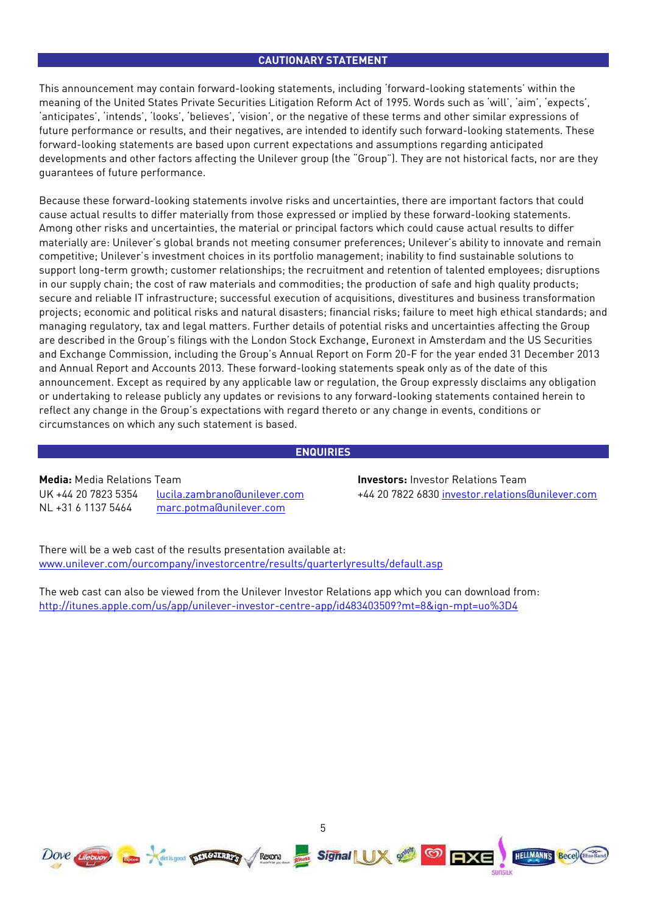## CAUTIONARY STATEMENT

This announcement may contain forward-looking statements, including 'forward-looking statements' within the meaning of the United States Private Securities Litigation Reform Act of 1995. Words such as 'will', 'aim', 'expects', 'anticipates', 'intends', 'looks', 'believes', 'vision', or the negative of these terms and other similar expressions of future performance or results, and their negatives, are intended to identify such forward-looking statements. These forward-looking statements are based upon current expectations and assumptions regarding anticipated developments and other factors affecting the Unilever group (the "Group"). They are not historical facts, nor are they guarantees of future performance.

Because these forward-looking statements involve risks and uncertainties, there are important factors that could cause actual results to differ materially from those expressed or implied by these forward-looking statements. Among other risks and uncertainties, the material or principal factors which could cause actual results to differ materially are: Unilever's global brands not meeting consumer preferences; Unilever's ability to innovate and remain competitive; Unilever's investment choices in its portfolio management; inability to find sustainable solutions to support long-term growth; customer relationships; the recruitment and retention of talented employees; disruptions in our supply chain; the cost of raw materials and commodities; the production of safe and high quality products; secure and reliable IT infrastructure; successful execution of acquisitions, divestitures and business transformation projects; economic and political risks and natural disasters; financial risks; failure to meet high ethical standards; and managing regulatory, tax and legal matters. Further details of potential risks and uncertainties affecting the Group are described in the Group's filings with the London Stock Exchange, Euronext in Amsterdam and the US Securities and Exchange Commission, including the Group's Annual Report on Form 20-F for the year ended 31 December 2013 and Annual Report and Accounts 2013. These forward-looking statements speak only as of the date of this announcement. Except as required by any applicable law or regulation, the Group expressly disclaims any obligation or undertaking to release publicly any updates or revisions to any forward-looking statements contained herein to reflect any change in the Group's expectations with regard thereto or any change in events, conditions or circumstances on which any such statement is based.

## ENQUIRIES

**Media:** Media Relations Team
UK +44 20 7823 5354 lucila.zambrano@unilever.com
NL +31 6 1137 5464 marc.potma@unilever.com

**Investors:** Investor Relations Team
+44 20 7822 6830 investor.relations@unilever.com

There will be a web cast of the results presentation available at:
www.unilever.com/ourcompany/investorcentre/results/quarterlyresults/default.asp

The web cast can also be viewed from the Unilever Investor Relations app which you can download from:
http://itunes.apple.com/us/app/unilever-investor-centre-app/id483403509?mt=8&ign-mpt=uo%3D4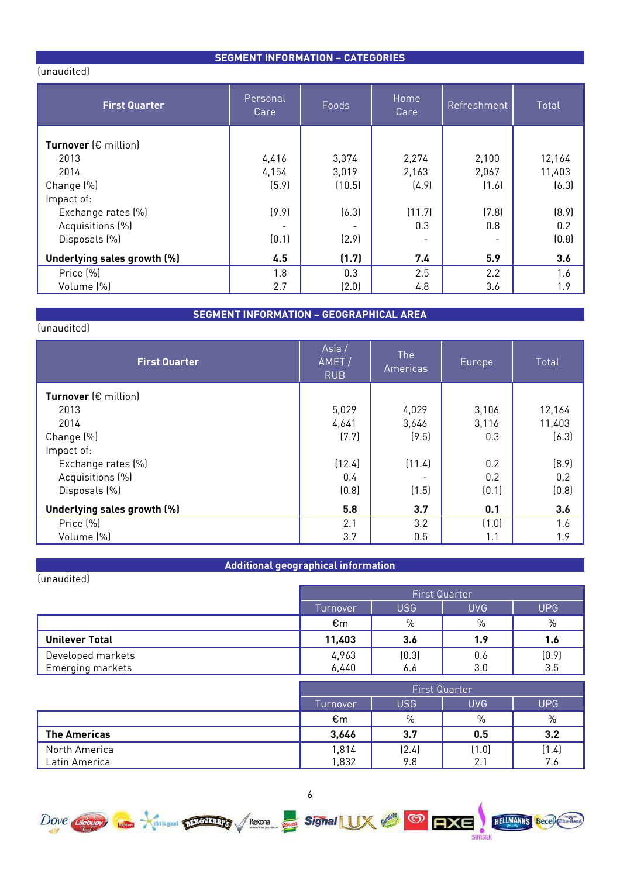## SEGMENT INFORMATION – CATEGORIES

(unaudited)

| First Quarter | Personal Care | Foods | Home Care | Refreshment | Total |
|---|---|---|---|---|---|
| **Turnover** (€ million) | | | | | |
| 2013 | 4,416 | 3,374 | 2,274 | 2,100 | 12,164 |
| 2014 | 4,154 | 3,019 | 2,163 | 2,067 | 11,403 |
| Change (%) | (5.9) | (10.5) | (4.9) | (1.6) | (6.3) |
| Impact of: | | | | | |
| Exchange rates (%) | (9.9) | (6.3) | (11.7) | (7.8) | (8.9) |
| Acquisitions (%) | - | - | 0.3 | 0.8 | 0.2 |
| Disposals (%) | (0.1) | (2.9) | - | - | (0.8) |
| **Underlying sales growth (%)** | **4.5** | **(1.7)** | **7.4** | **5.9** | **3.6** |
| Price (%) | 1.8 | 0.3 | 2.5 | 2.2 | 1.6 |
| Volume (%) | 2.7 | (2.0) | 4.8 | 3.6 | 1.9 |

## SEGMENT INFORMATION – GEOGRAPHICAL AREA

(unaudited)

| First Quarter | Asia / AMET / RUB | The Americas | Europe | Total |
|---|---|---|---|---|
| **Turnover** (€ million) | | | | |
| 2013 | 5,029 | 4,029 | 3,106 | 12,164 |
| 2014 | 4,641 | 3,646 | 3,116 | 11,403 |
| Change (%) | (7.7) | (9.5) | 0.3 | (6.3) |
| Impact of: | | | | |
| Exchange rates (%) | (12.4) | (11.4) | 0.2 | (8.9) |
| Acquisitions (%) | 0.4 | - | 0.2 | 0.2 |
| Disposals (%) | (0.8) | (1.5) | (0.1) | (0.8) |
| **Underlying sales growth (%)** | **5.8** | **3.7** | **0.1** | **3.6** |
| Price (%) | 2.1 | 3.2 | (1.0) | 1.6 |
| Volume (%) | 3.7 | 0.5 | 1.1 | 1.9 |

## Additional geographical information

(unaudited)

| | First Quarter | | | |
|---|---|---|---|---|
| | Turnover | USG | UVG | UPG |
| | €m | % | % | % |
| **Unilever Total** | **11,403** | **3.6** | **1.9** | **1.6** |
| Developed markets | 4,963 | (0.3) | 0.6 | (0.9) |
| Emerging markets | 6,440 | 6.6 | 3.0 | 3.5 |

| | First Quarter | | | |
|---|---|---|---|---|
| | Turnover | USG | UVG | UPG |
| | €m | % | % | % |
| **The Americas** | **3,646** | **3.7** | **0.5** | **3.2** |
| North America | 1,814 | (2.4) | (1.0) | (1.4) |
| Latin America | 1,832 | 9.8 | 2.1 | 7.6 |